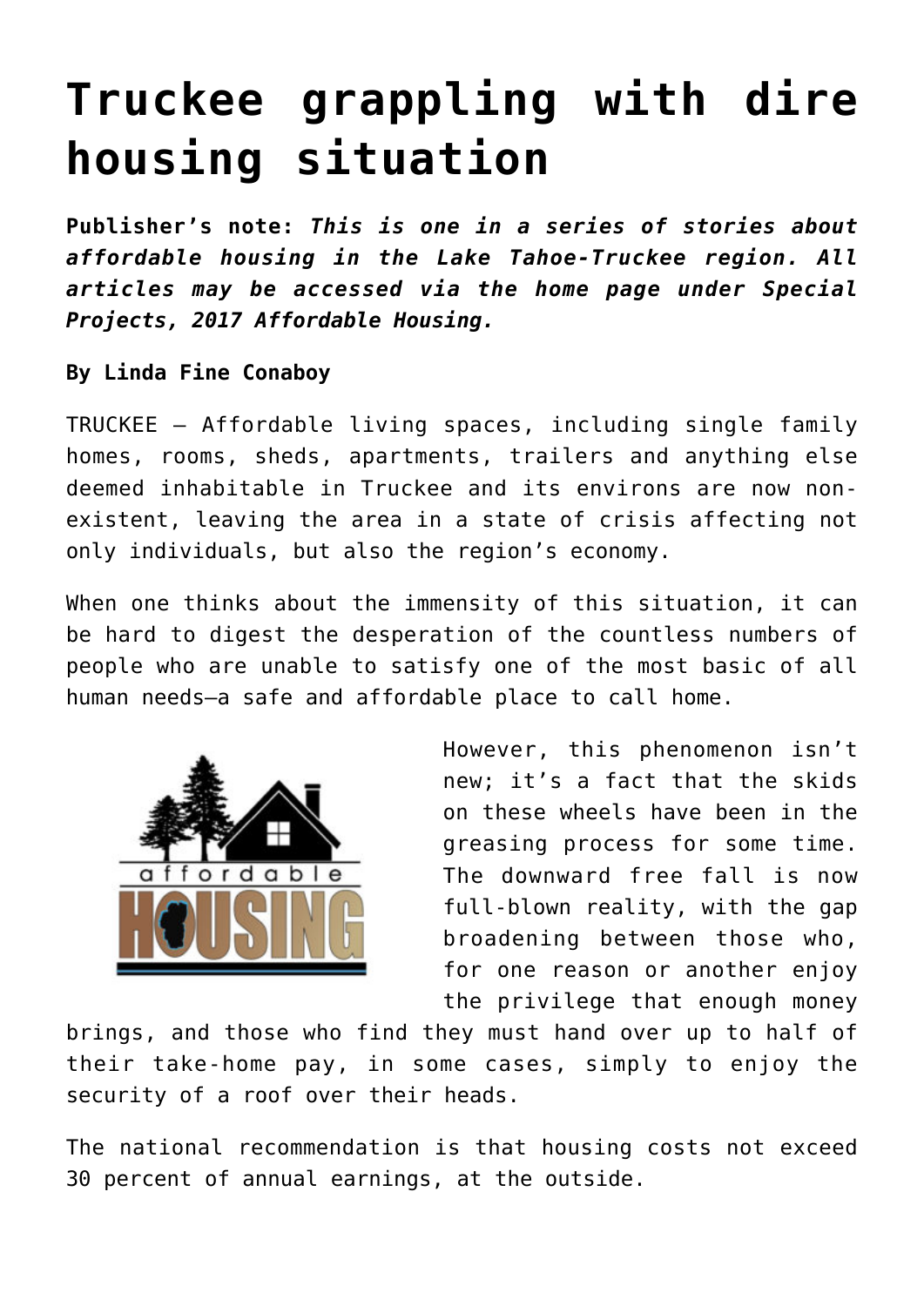# Truckee grappling with dire housing situation

**Publisher's note:** ***This is one in a series of stories about affordable housing in the Lake Tahoe-Truckee region. All articles may be accessed via the home page under Special Projects, 2017 Affordable Housing.***

**By Linda Fine Conaboy**

TRUCKEE – Affordable living spaces, including single family homes, rooms, sheds, apartments, trailers and anything else deemed inhabitable in Truckee and its environs are now non-existent, leaving the area in a state of crisis affecting not only individuals, but also the region's economy.

When one thinks about the immensity of this situation, it can be hard to digest the desperation of the countless numbers of people who are unable to satisfy one of the most basic of all human needs—a safe and affordable place to call home.

However, this phenomenon isn't new; it's a fact that the skids on these wheels have been in the greasing process for some time. The downward free fall is now full-blown reality, with the gap broadening between those who, for one reason or another enjoy the privilege that enough money brings, and those who find they must hand over up to half of their take-home pay, in some cases, simply to enjoy the security of a roof over their heads.

The national recommendation is that housing costs not exceed 30 percent of annual earnings, at the outside.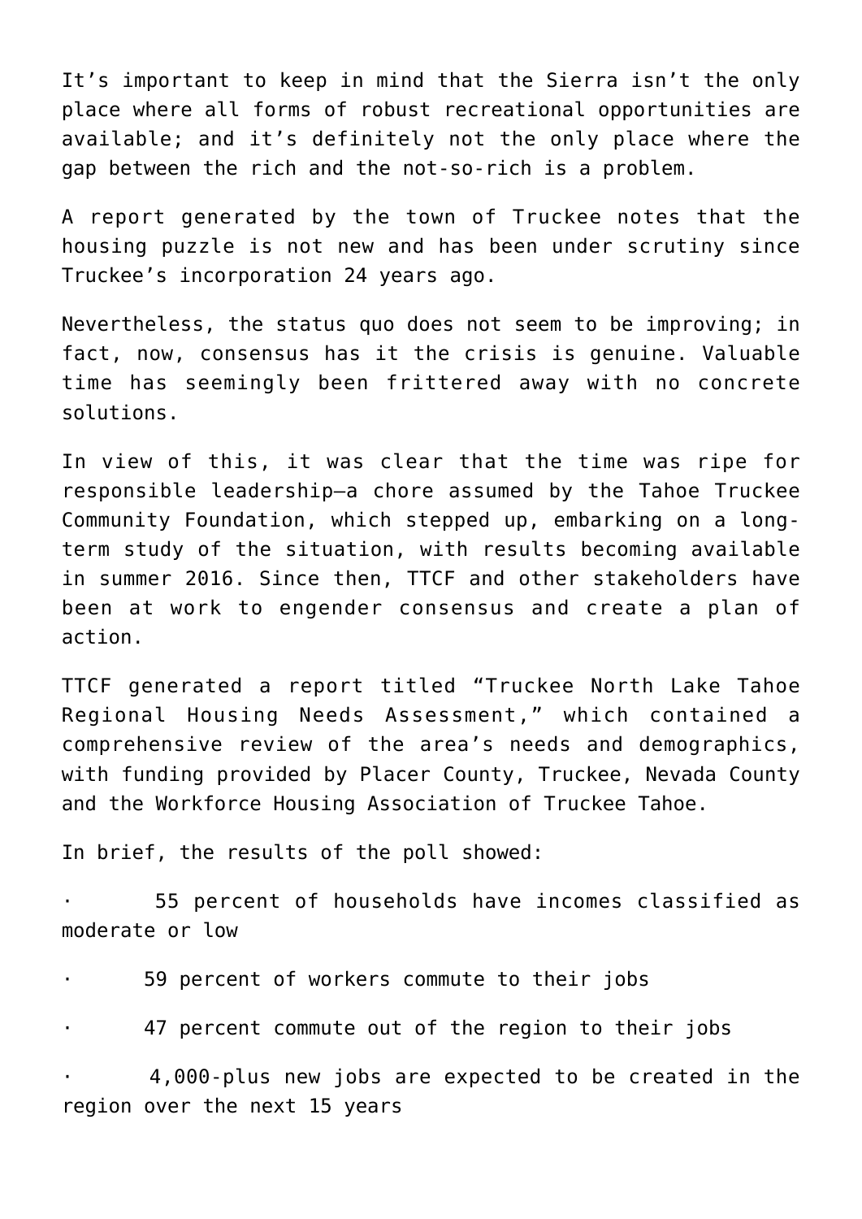It's important to keep in mind that the Sierra isn't the only place where all forms of robust recreational opportunities are available; and it's definitely not the only place where the gap between the rich and the not-so-rich is a problem.

A report generated by the town of Truckee notes that the housing puzzle is not new and has been under scrutiny since Truckee's incorporation 24 years ago.

Nevertheless, the status quo does not seem to be improving; in fact, now, consensus has it the crisis is genuine. Valuable time has seemingly been frittered away with no concrete solutions.

In view of this, it was clear that the time was ripe for responsible leadership—a chore assumed by the Tahoe Truckee Community Foundation, which stepped up, embarking on a long-term study of the situation, with results becoming available in summer 2016. Since then, TTCF and other stakeholders have been at work to engender consensus and create a plan of action.

TTCF generated a report titled "Truckee North Lake Tahoe Regional Housing Needs Assessment," which contained a comprehensive review of the area's needs and demographics, with funding provided by Placer County, Truckee, Nevada County and the Workforce Housing Association of Truckee Tahoe.

In brief, the results of the poll showed:

- 55 percent of households have incomes classified as moderate or low
- 59 percent of workers commute to their jobs
- 47 percent commute out of the region to their jobs
- 4,000-plus new jobs are expected to be created in the region over the next 15 years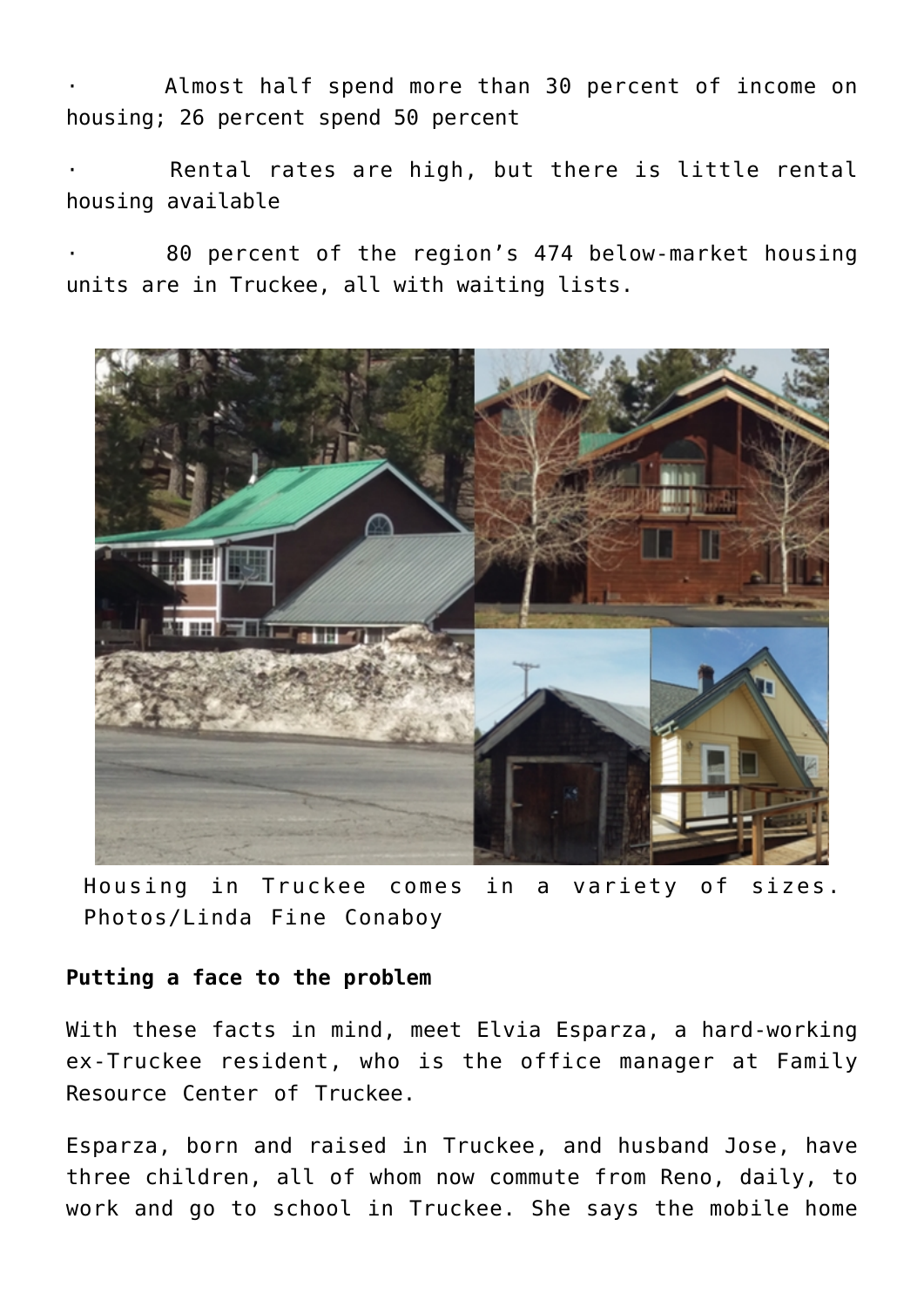- Almost half spend more than 30 percent of income on housing; 26 percent spend 50 percent
- Rental rates are high, but there is little rental housing available
- 80 percent of the region's 474 below-market housing units are in Truckee, all with waiting lists.

Housing in Truckee comes in a variety of sizes. Photos/Linda Fine Conaboy

**Putting a face to the problem**

With these facts in mind, meet Elvia Esparza, a hard-working ex-Truckee resident, who is the office manager at Family Resource Center of Truckee.

Esparza, born and raised in Truckee, and husband Jose, have three children, all of whom now commute from Reno, daily, to work and go to school in Truckee. She says the mobile home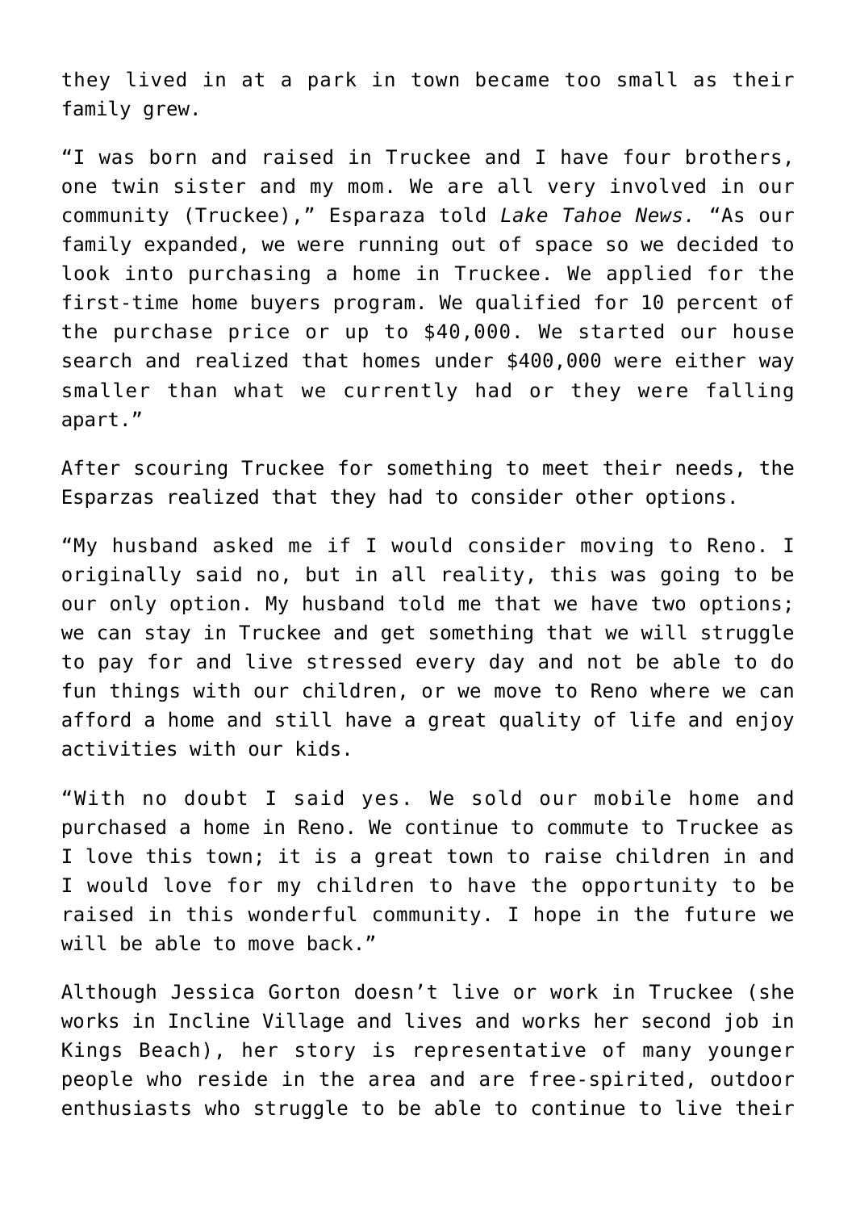they lived in at a park in town became too small as their family grew.

"I was born and raised in Truckee and I have four brothers, one twin sister and my mom. We are all very involved in our community (Truckee)," Esparaza told *Lake Tahoe News.* "As our family expanded, we were running out of space so we decided to look into purchasing a home in Truckee. We applied for the first-time home buyers program. We qualified for 10 percent of the purchase price or up to $40,000. We started our house search and realized that homes under $400,000 were either way smaller than what we currently had or they were falling apart."

After scouring Truckee for something to meet their needs, the Esparzas realized that they had to consider other options.

"My husband asked me if I would consider moving to Reno. I originally said no, but in all reality, this was going to be our only option. My husband told me that we have two options; we can stay in Truckee and get something that we will struggle to pay for and live stressed every day and not be able to do fun things with our children, or we move to Reno where we can afford a home and still have a great quality of life and enjoy activities with our kids.

"With no doubt I said yes. We sold our mobile home and purchased a home in Reno. We continue to commute to Truckee as I love this town; it is a great town to raise children in and I would love for my children to have the opportunity to be raised in this wonderful community. I hope in the future we will be able to move back."

Although Jessica Gorton doesn't live or work in Truckee (she works in Incline Village and lives and works her second job in Kings Beach), her story is representative of many younger people who reside in the area and are free-spirited, outdoor enthusiasts who struggle to be able to continue to live their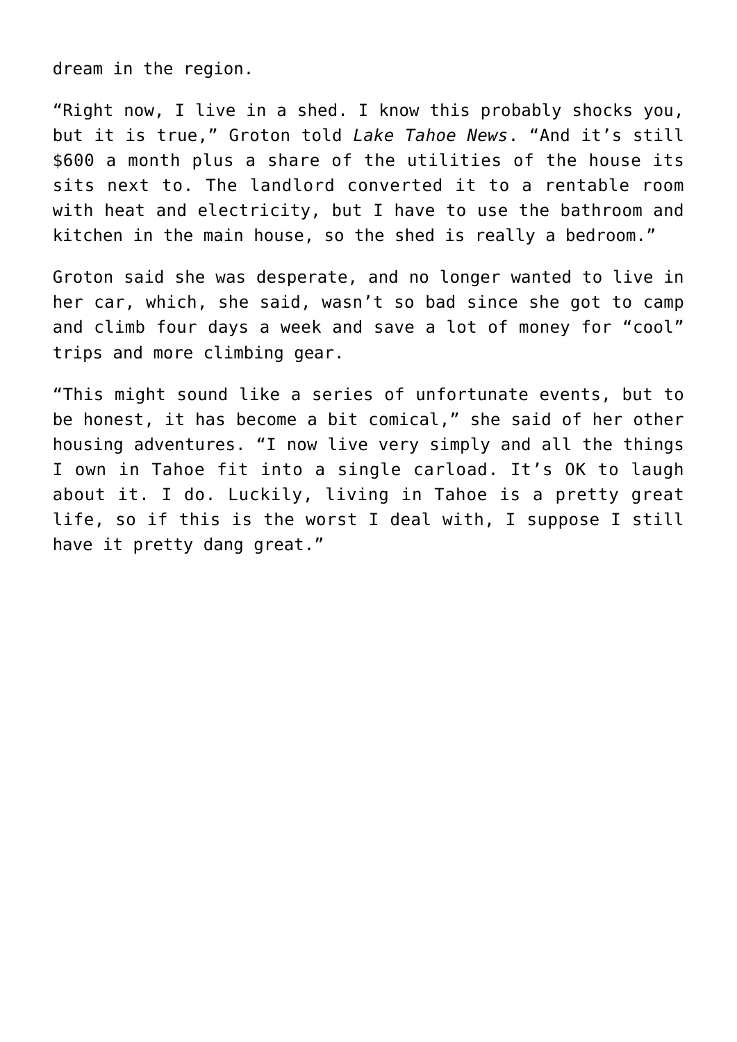dream in the region.

"Right now, I live in a shed. I know this probably shocks you, but it is true," Groton told *Lake Tahoe News*. "And it's still $600 a month plus a share of the utilities of the house its sits next to. The landlord converted it to a rentable room with heat and electricity, but I have to use the bathroom and kitchen in the main house, so the shed is really a bedroom."

Groton said she was desperate, and no longer wanted to live in her car, which, she said, wasn't so bad since she got to camp and climb four days a week and save a lot of money for "cool" trips and more climbing gear.

"This might sound like a series of unfortunate events, but to be honest, it has become a bit comical," she said of her other housing adventures. "I now live very simply and all the things I own in Tahoe fit into a single carload. It's OK to laugh about it. I do. Luckily, living in Tahoe is a pretty great life, so if this is the worst I deal with, I suppose I still have it pretty dang great."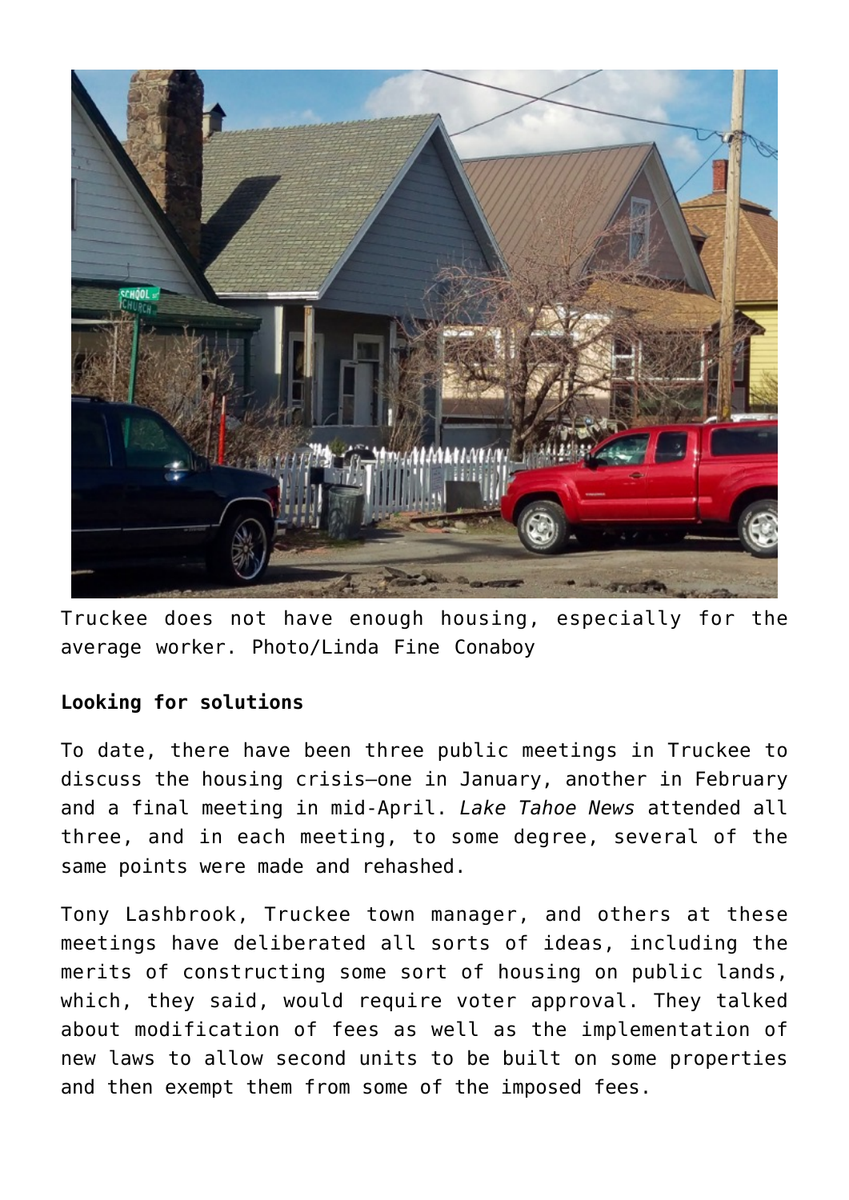Truckee does not have enough housing, especially for the average worker. Photo/Linda Fine Conaboy

**Looking for solutions**

To date, there have been three public meetings in Truckee to discuss the housing crisis—one in January, another in February and a final meeting in mid-April. *Lake Tahoe News* attended all three, and in each meeting, to some degree, several of the same points were made and rehashed.

Tony Lashbrook, Truckee town manager, and others at these meetings have deliberated all sorts of ideas, including the merits of constructing some sort of housing on public lands, which, they said, would require voter approval. They talked about modification of fees as well as the implementation of new laws to allow second units to be built on some properties and then exempt them from some of the imposed fees.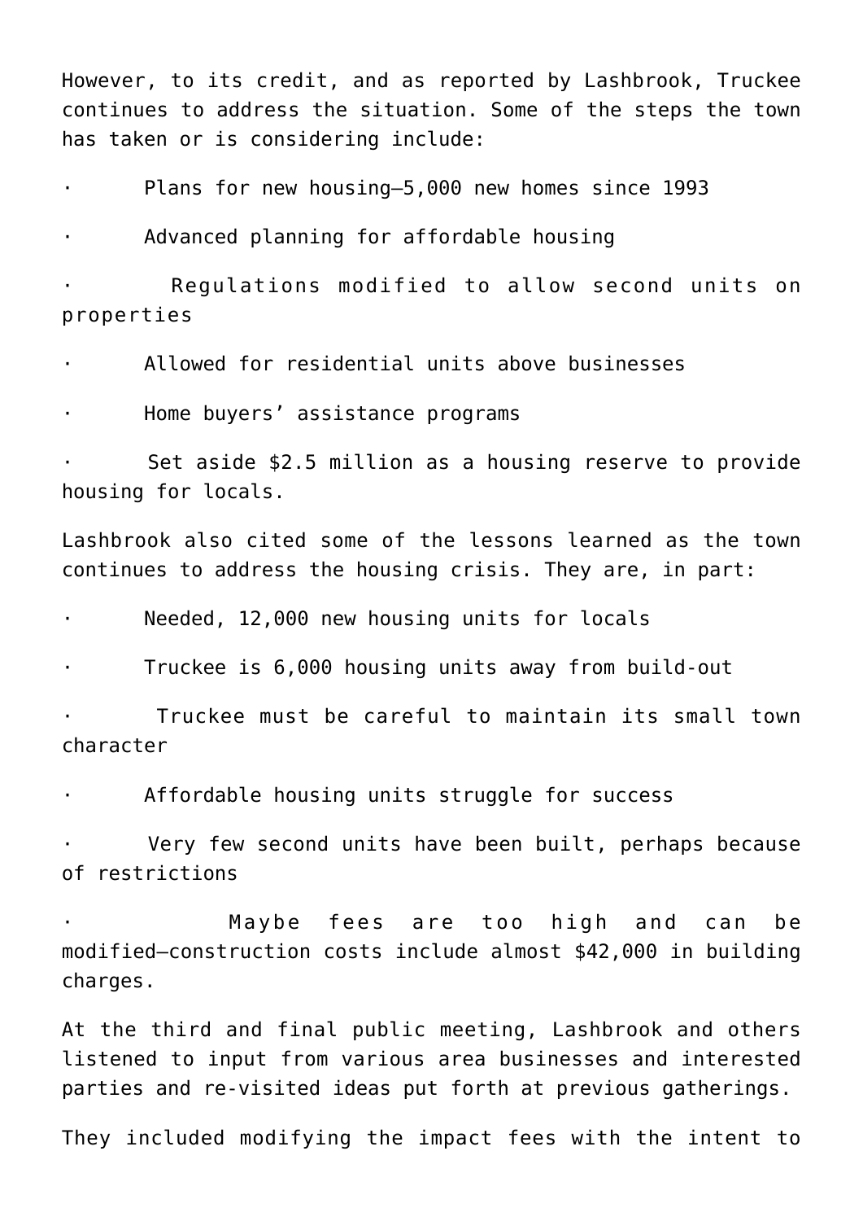However, to its credit, and as reported by Lashbrook, Truckee continues to address the situation. Some of the steps the town has taken or is considering include:

- Plans for new housing—5,000 new homes since 1993
- Advanced planning for affordable housing
- Regulations modified to allow second units on properties
- Allowed for residential units above businesses
- Home buyers' assistance programs
- Set aside $2.5 million as a housing reserve to provide housing for locals.

Lashbrook also cited some of the lessons learned as the town continues to address the housing crisis. They are, in part:

- Needed, 12,000 new housing units for locals
- Truckee is 6,000 housing units away from build-out
- Truckee must be careful to maintain its small town character
- Affordable housing units struggle for success
- Very few second units have been built, perhaps because of restrictions
- Maybe fees are too high and can be modified—construction costs include almost $42,000 in building charges.

At the third and final public meeting, Lashbrook and others listened to input from various area businesses and interested parties and re-visited ideas put forth at previous gatherings.

They included modifying the impact fees with the intent to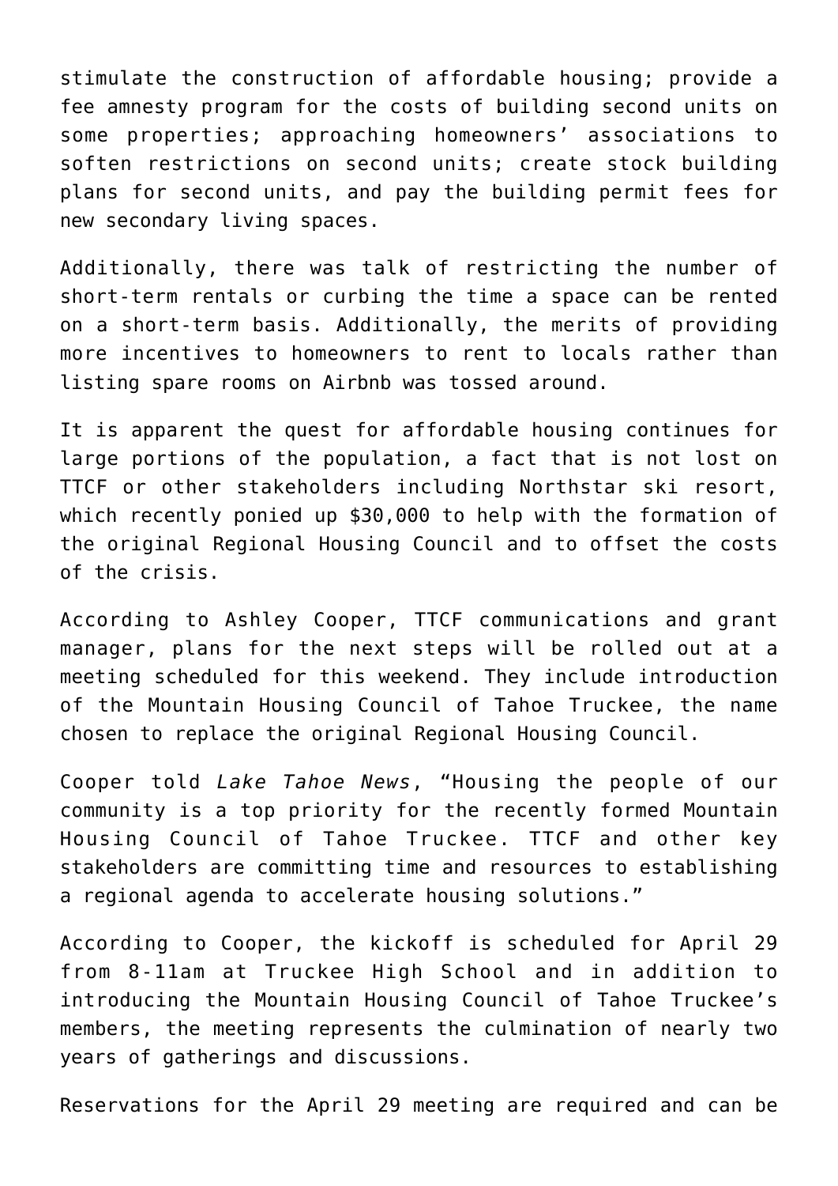stimulate the construction of affordable housing; provide a fee amnesty program for the costs of building second units on some properties; approaching homeowners' associations to soften restrictions on second units; create stock building plans for second units, and pay the building permit fees for new secondary living spaces.

Additionally, there was talk of restricting the number of short-term rentals or curbing the time a space can be rented on a short-term basis. Additionally, the merits of providing more incentives to homeowners to rent to locals rather than listing spare rooms on Airbnb was tossed around.

It is apparent the quest for affordable housing continues for large portions of the population, a fact that is not lost on TTCF or other stakeholders including Northstar ski resort, which recently ponied up $30,000 to help with the formation of the original Regional Housing Council and to offset the costs of the crisis.

According to Ashley Cooper, TTCF communications and grant manager, plans for the next steps will be rolled out at a meeting scheduled for this weekend. They include introduction of the Mountain Housing Council of Tahoe Truckee, the name chosen to replace the original Regional Housing Council.

Cooper told *Lake Tahoe News*, "Housing the people of our community is a top priority for the recently formed Mountain Housing Council of Tahoe Truckee. TTCF and other key stakeholders are committing time and resources to establishing a regional agenda to accelerate housing solutions."

According to Cooper, the kickoff is scheduled for April 29 from 8-11am at Truckee High School and in addition to introducing the Mountain Housing Council of Tahoe Truckee's members, the meeting represents the culmination of nearly two years of gatherings and discussions.

Reservations for the April 29 meeting are required and can be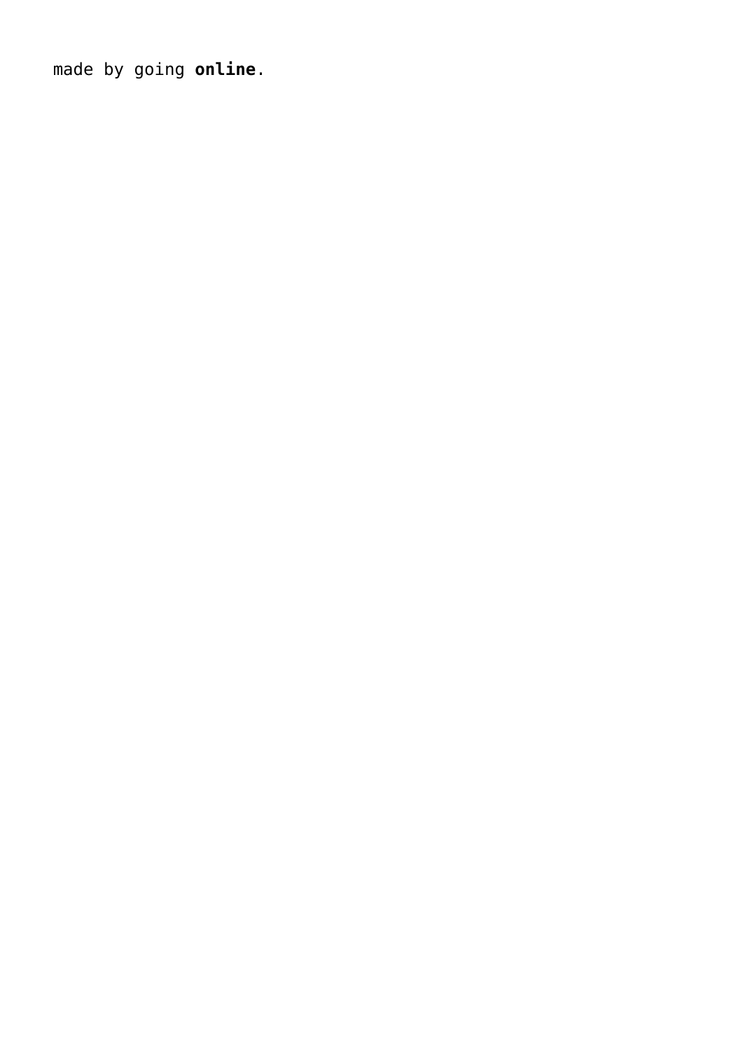made by going **online**.